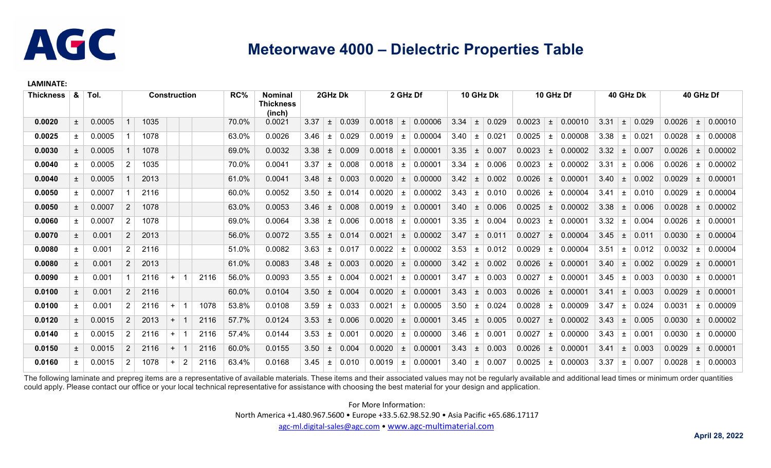AGC

# Meteorwave 4000 – Dielectric Properties Table

**LAMINATE:**

| Thickness | & | Tol. | Construction | | | | | RC% | Nominal Thickness (inch) | 2GHz Dk | | | 2 GHz Df | | | 10 GHz Dk | | | 10 GHz Df | | | 40 GHz Dk | | | 40 GHz Df | | |
|---|---|---|---|---|---|---|---|---|---|---|---|---|---|---|---|---|---|---|---|---|---|---|---|---|---|---|---|
| **0.0020** | ± | 0.0005 | 1 | 1035 | | | | 70.0% | 0.0021 | 3.37 | ± | 0.039 | 0.0018 | ± | 0.00006 | 3.34 | ± | 0.029 | 0.0023 | ± | 0.00010 | 3.31 | ± | 0.029 | 0.0026 | ± | 0.00010 |
| **0.0025** | ± | 0.0005 | 1 | 1078 | | | | 63.0% | 0.0026 | 3.46 | ± | 0.029 | 0.0019 | ± | 0.00004 | 3.40 | ± | 0.021 | 0.0025 | ± | 0.00008 | 3.38 | ± | 0.021 | 0.0028 | ± | 0.00008 |
| **0.0030** | ± | 0.0005 | 1 | 1078 | | | | 69.0% | 0.0032 | 3.38 | ± | 0.009 | 0.0018 | ± | 0.00001 | 3.35 | ± | 0.007 | 0.0023 | ± | 0.00002 | 3.32 | ± | 0.007 | 0.0026 | ± | 0.00002 |
| **0.0040** | ± | 0.0005 | 2 | 1035 | | | | 70.0% | 0.0041 | 3.37 | ± | 0.008 | 0.0018 | ± | 0.00001 | 3.34 | ± | 0.006 | 0.0023 | ± | 0.00002 | 3.31 | ± | 0.006 | 0.0026 | ± | 0.00002 |
| **0.0040** | ± | 0.0005 | 1 | 2013 | | | | 61.0% | 0.0041 | 3.48 | ± | 0.003 | 0.0020 | ± | 0.00000 | 3.42 | ± | 0.002 | 0.0026 | ± | 0.00001 | 3.40 | ± | 0.002 | 0.0029 | ± | 0.00001 |
| **0.0050** | ± | 0.0007 | 1 | 2116 | | | | 60.0% | 0.0052 | 3.50 | ± | 0.014 | 0.0020 | ± | 0.00002 | 3.43 | ± | 0.010 | 0.0026 | ± | 0.00004 | 3.41 | ± | 0.010 | 0.0029 | ± | 0.00004 |
| **0.0050** | ± | 0.0007 | 2 | 1078 | | | | 63.0% | 0.0053 | 3.46 | ± | 0.008 | 0.0019 | ± | 0.00001 | 3.40 | ± | 0.006 | 0.0025 | ± | 0.00002 | 3.38 | ± | 0.006 | 0.0028 | ± | 0.00002 |
| **0.0060** | ± | 0.0007 | 2 | 1078 | | | | 69.0% | 0.0064 | 3.38 | ± | 0.006 | 0.0018 | ± | 0.00001 | 3.35 | ± | 0.004 | 0.0023 | ± | 0.00001 | 3.32 | ± | 0.004 | 0.0026 | ± | 0.00001 |
| **0.0070** | ± | 0.001 | 2 | 2013 | | | | 56.0% | 0.0072 | 3.55 | ± | 0.014 | 0.0021 | ± | 0.00002 | 3.47 | ± | 0.011 | 0.0027 | ± | 0.00004 | 3.45 | ± | 0.011 | 0.0030 | ± | 0.00004 |
| **0.0080** | ± | 0.001 | 2 | 2116 | | | | 51.0% | 0.0082 | 3.63 | ± | 0.017 | 0.0022 | ± | 0.00002 | 3.53 | ± | 0.012 | 0.0029 | ± | 0.00004 | 3.51 | ± | 0.012 | 0.0032 | ± | 0.00004 |
| **0.0080** | ± | 0.001 | 2 | 2013 | | | | 61.0% | 0.0083 | 3.48 | ± | 0.003 | 0.0020 | ± | 0.00000 | 3.42 | ± | 0.002 | 0.0026 | ± | 0.00001 | 3.40 | ± | 0.002 | 0.0029 | ± | 0.00001 |
| **0.0090** | ± | 0.001 | 1 | 2116 | + | 1 | 2116 | 56.0% | 0.0093 | 3.55 | ± | 0.004 | 0.0021 | ± | 0.00001 | 3.47 | ± | 0.003 | 0.0027 | ± | 0.00001 | 3.45 | ± | 0.003 | 0.0030 | ± | 0.00001 |
| **0.0100** | ± | 0.001 | 2 | 2116 | | | | 60.0% | 0.0104 | 3.50 | ± | 0.004 | 0.0020 | ± | 0.00001 | 3.43 | ± | 0.003 | 0.0026 | ± | 0.00001 | 3.41 | ± | 0.003 | 0.0029 | ± | 0.00001 |
| **0.0100** | ± | 0.001 | 2 | 2116 | + | 1 | 1078 | 53.8% | 0.0108 | 3.59 | ± | 0.033 | 0.0021 | ± | 0.00005 | 3.50 | ± | 0.024 | 0.0028 | ± | 0.00009 | 3.47 | ± | 0.024 | 0.0031 | ± | 0.00009 |
| **0.0120** | ± | 0.0015 | 2 | 2013 | + | 1 | 2116 | 57.7% | 0.0124 | 3.53 | ± | 0.006 | 0.0020 | ± | 0.00001 | 3.45 | ± | 0.005 | 0.0027 | ± | 0.00002 | 3.43 | ± | 0.005 | 0.0030 | ± | 0.00002 |
| **0.0140** | ± | 0.0015 | 2 | 2116 | + | 1 | 2116 | 57.4% | 0.0144 | 3.53 | ± | 0.001 | 0.0020 | ± | 0.00000 | 3.46 | ± | 0.001 | 0.0027 | ± | 0.00000 | 3.43 | ± | 0.001 | 0.0030 | ± | 0.00000 |
| **0.0150** | ± | 0.0015 | 2 | 2116 | + | 1 | 2116 | 60.0% | 0.0155 | 3.50 | ± | 0.004 | 0.0020 | ± | 0.00001 | 3.43 | ± | 0.003 | 0.0026 | ± | 0.00001 | 3.41 | ± | 0.003 | 0.0029 | ± | 0.00001 |
| **0.0160** | ± | 0.0015 | 2 | 1078 | + | 2 | 2116 | 63.4% | 0.0168 | 3.45 | ± | 0.010 | 0.0019 | ± | 0.00001 | 3.40 | ± | 0.007 | 0.0025 | ± | 0.00003 | 3.37 | ± | 0.007 | 0.0028 | ± | 0.00003 |

The following laminate and prepreg items are a representative of available materials. These items and their associated values may not be regularly available and additional lead times or minimum order quantities could apply. Please contact our office or your local technical representative for assistance with choosing the best material for your design and application.

For More Information:

North America +1.480.967.5600 • Europe +33.5.62.98.52.90 • Asia Pacific +65.686.17117

agc-ml.digital-sales@agc.com • www.agc-multimaterial.com

**April 28, 2022**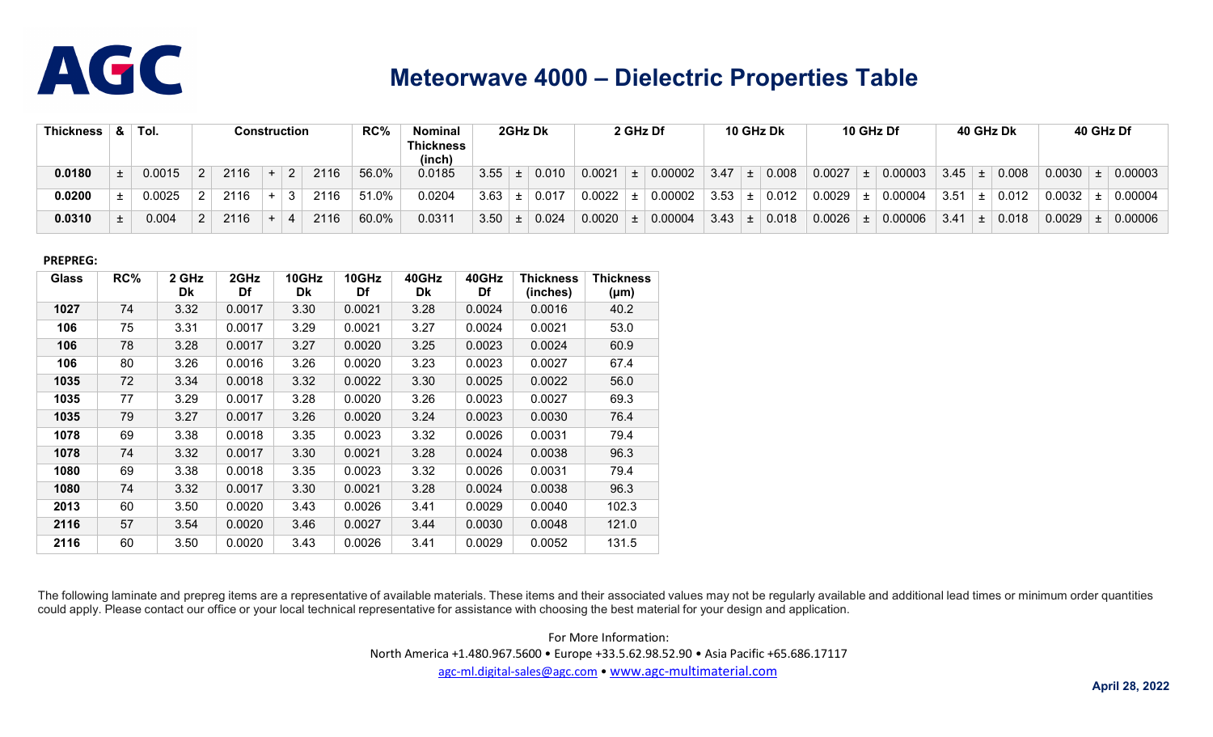AGC

# Meteorwave 4000 – Dielectric Properties Table

| Thickness | & | Tol. | Construction | | | | | RC% | Nominal Thickness (inch) | 2GHz Dk | | | 2 GHz Df | | | 10 GHz Dk | | | 10 GHz Df | | | 40 GHz Dk | | | 40 GHz Df | | |
|---|---|---|---|---|---|---|---|---|---|---|---|---|---|---|---|---|---|---|---|---|---|---|---|---|---|---|---|
| **0.0180** | ± | 0.0015 | 2 | 2116 | + | 2 | 2116 | 56.0% | 0.0185 | 3.55 | ± | 0.010 | 0.0021 | ± | 0.00002 | 3.47 | ± | 0.008 | 0.0027 | ± | 0.00003 | 3.45 | ± | 0.008 | 0.0030 | ± | 0.00003 |
| **0.0200** | ± | 0.0025 | 2 | 2116 | + | 3 | 2116 | 51.0% | 0.0204 | 3.63 | ± | 0.017 | 0.0022 | ± | 0.00002 | 3.53 | ± | 0.012 | 0.0029 | ± | 0.00004 | 3.51 | ± | 0.012 | 0.0032 | ± | 0.00004 |
| **0.0310** | ± | 0.004 | 2 | 2116 | + | 4 | 2116 | 60.0% | 0.0311 | 3.50 | ± | 0.024 | 0.0020 | ± | 0.00004 | 3.43 | ± | 0.018 | 0.0026 | ± | 0.00006 | 3.41 | ± | 0.018 | 0.0029 | ± | 0.00006 |

**PREPREG:**

| Glass | RC% | 2 GHz Dk | 2GHz Df | 10GHz Dk | 10GHz Df | 40GHz Dk | 40GHz Df | Thickness (inches) | Thickness (µm) |
|---|---|---|---|---|---|---|---|---|---|
| **1027** | 74 | 3.32 | 0.0017 | 3.30 | 0.0021 | 3.28 | 0.0024 | 0.0016 | 40.2 |
| **106** | 75 | 3.31 | 0.0017 | 3.29 | 0.0021 | 3.27 | 0.0024 | 0.0021 | 53.0 |
| **106** | 78 | 3.28 | 0.0017 | 3.27 | 0.0020 | 3.25 | 0.0023 | 0.0024 | 60.9 |
| **106** | 80 | 3.26 | 0.0016 | 3.26 | 0.0020 | 3.23 | 0.0023 | 0.0027 | 67.4 |
| **1035** | 72 | 3.34 | 0.0018 | 3.32 | 0.0022 | 3.30 | 0.0025 | 0.0022 | 56.0 |
| **1035** | 77 | 3.29 | 0.0017 | 3.28 | 0.0020 | 3.26 | 0.0023 | 0.0027 | 69.3 |
| **1035** | 79 | 3.27 | 0.0017 | 3.26 | 0.0020 | 3.24 | 0.0023 | 0.0030 | 76.4 |
| **1078** | 69 | 3.38 | 0.0018 | 3.35 | 0.0023 | 3.32 | 0.0026 | 0.0031 | 79.4 |
| **1078** | 74 | 3.32 | 0.0017 | 3.30 | 0.0021 | 3.28 | 0.0024 | 0.0038 | 96.3 |
| **1080** | 69 | 3.38 | 0.0018 | 3.35 | 0.0023 | 3.32 | 0.0026 | 0.0031 | 79.4 |
| **1080** | 74 | 3.32 | 0.0017 | 3.30 | 0.0021 | 3.28 | 0.0024 | 0.0038 | 96.3 |
| **2013** | 60 | 3.50 | 0.0020 | 3.43 | 0.0026 | 3.41 | 0.0029 | 0.0040 | 102.3 |
| **2116** | 57 | 3.54 | 0.0020 | 3.46 | 0.0027 | 3.44 | 0.0030 | 0.0048 | 121.0 |
| **2116** | 60 | 3.50 | 0.0020 | 3.43 | 0.0026 | 3.41 | 0.0029 | 0.0052 | 131.5 |

The following laminate and prepreg items are a representative of available materials. These items and their associated values may not be regularly available and additional lead times or minimum order quantities could apply. Please contact our office or your local technical representative for assistance with choosing the best material for your design and application.

For More Information:

North America +1.480.967.5600 • Europe +33.5.62.98.52.90 • Asia Pacific +65.686.17117

agc-ml.digital-sales@agc.com • www.agc-multimaterial.com

**April 28, 2022**